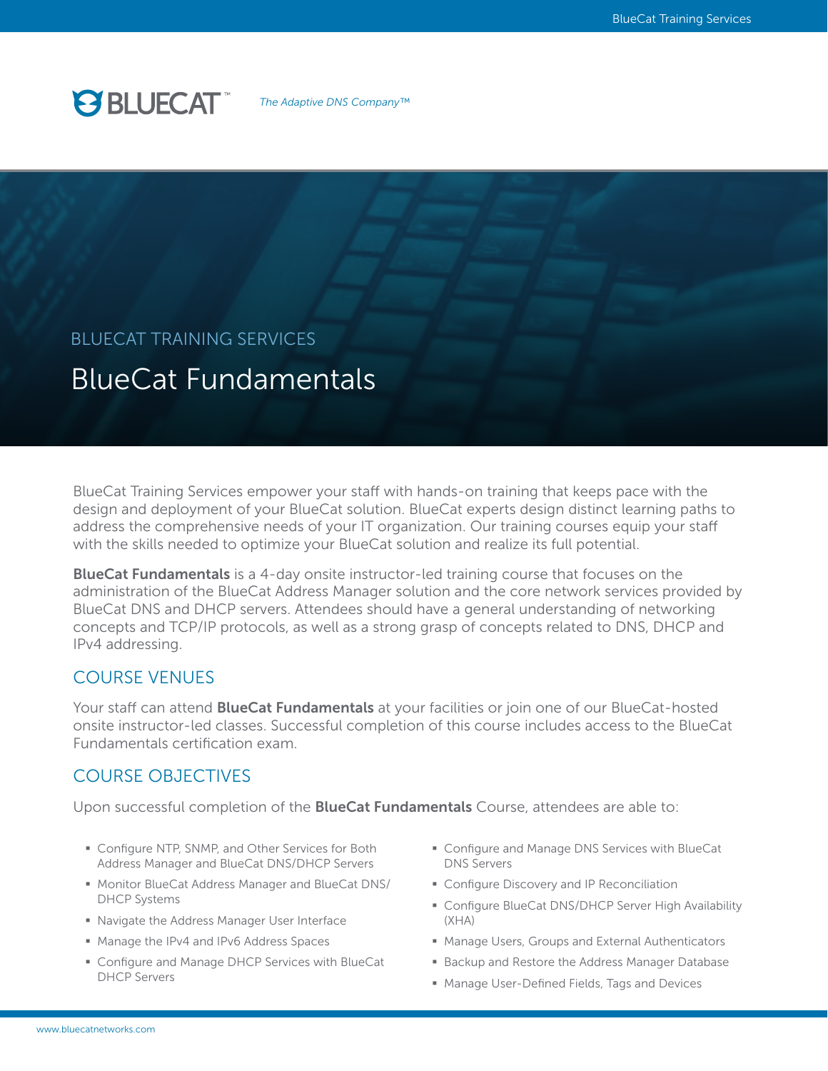BLUECAT™ *The Adaptive DNS Company™*

BLUECAT TRAINING SERVICES

# BlueCat Fundamentals

BlueCat Training Services empower your staff with hands-on training that keeps pace with the design and deployment of your BlueCat solution. BlueCat experts design distinct learning paths to address the comprehensive needs of your IT organization. Our training courses equip your staff with the skills needed to optimize your BlueCat solution and realize its full potential.

**BlueCat Fundamentals** is a 4-day onsite instructor-led training course that focuses on the administration of the BlueCat Address Manager solution and the core network services provided by BlueCat DNS and DHCP servers. Attendees should have a general understanding of networking concepts and TCP/IP protocols, as well as a strong grasp of concepts related to DNS, DHCP and IPv4 addressing.

## COURSE VENUES

Your staff can attend **BlueCat Fundamentals** at your facilities or join one of our BlueCat-hosted onsite instructor-led classes. Successful completion of this course includes access to the BlueCat Fundamentals certification exam.

## COURSE OBJECTIVES

Upon successful completion of the **BlueCat Fundamentals** Course, attendees are able to:

- Configure NTP, SNMP, and Other Services for Both Address Manager and BlueCat DNS/DHCP Servers
- Monitor BlueCat Address Manager and BlueCat DNS/DHCP Systems
- Navigate the Address Manager User Interface
- Manage the IPv4 and IPv6 Address Spaces
- Configure and Manage DHCP Services with BlueCat DHCP Servers
- Configure and Manage DNS Services with BlueCat DNS Servers
- Configure Discovery and IP Reconciliation
- Configure BlueCat DNS/DHCP Server High Availability (XHA)
- Manage Users, Groups and External Authenticators
- Backup and Restore the Address Manager Database
- Manage User-Defined Fields, Tags and Devices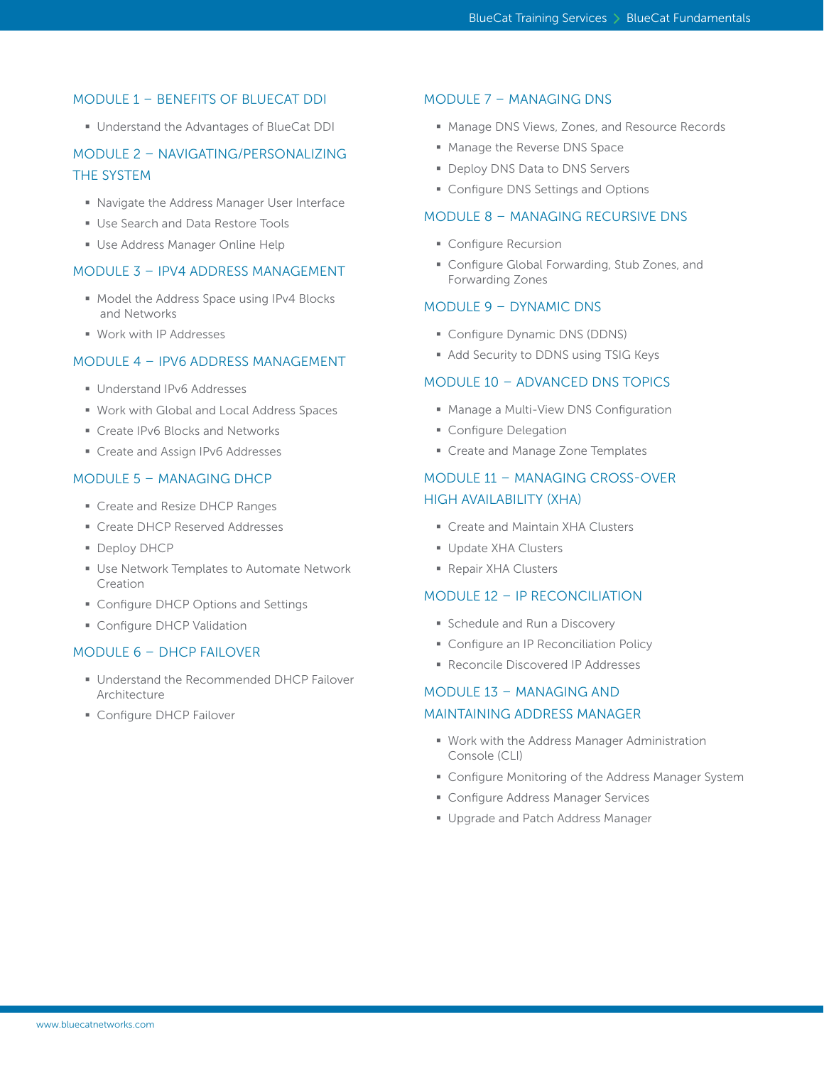## MODULE 1 – BENEFITS OF BLUECAT DDI

- Understand the Advantages of BlueCat DDI

## MODULE 2 – NAVIGATING/PERSONALIZING THE SYSTEM

- Navigate the Address Manager User Interface
- Use Search and Data Restore Tools
- Use Address Manager Online Help

## MODULE 3 – IPV4 ADDRESS MANAGEMENT

- Model the Address Space using IPv4 Blocks and Networks
- Work with IP Addresses

## MODULE 4 – IPV6 ADDRESS MANAGEMENT

- Understand IPv6 Addresses
- Work with Global and Local Address Spaces
- Create IPv6 Blocks and Networks
- Create and Assign IPv6 Addresses

## MODULE 5 – MANAGING DHCP

- Create and Resize DHCP Ranges
- Create DHCP Reserved Addresses
- Deploy DHCP
- Use Network Templates to Automate Network Creation
- Configure DHCP Options and Settings
- Configure DHCP Validation

## MODULE 6 – DHCP FAILOVER

- Understand the Recommended DHCP Failover Architecture
- Configure DHCP Failover

## MODULE 7 – MANAGING DNS

- Manage DNS Views, Zones, and Resource Records
- Manage the Reverse DNS Space
- Deploy DNS Data to DNS Servers
- Configure DNS Settings and Options

## MODULE 8 – MANAGING RECURSIVE DNS

- Configure Recursion
- Configure Global Forwarding, Stub Zones, and Forwarding Zones

## MODULE 9 – DYNAMIC DNS

- Configure Dynamic DNS (DDNS)
- Add Security to DDNS using TSIG Keys

## MODULE 10 – ADVANCED DNS TOPICS

- Manage a Multi-View DNS Configuration
- Configure Delegation
- Create and Manage Zone Templates

## MODULE 11 – MANAGING CROSS-OVER HIGH AVAILABILITY (XHA)

- Create and Maintain XHA Clusters
- Update XHA Clusters
- Repair XHA Clusters

## MODULE 12 – IP RECONCILIATION

- Schedule and Run a Discovery
- Configure an IP Reconciliation Policy
- Reconcile Discovered IP Addresses

## MODULE 13 – MANAGING AND MAINTAINING ADDRESS MANAGER

- Work with the Address Manager Administration Console (CLI)
- Configure Monitoring of the Address Manager System
- Configure Address Manager Services
- Upgrade and Patch Address Manager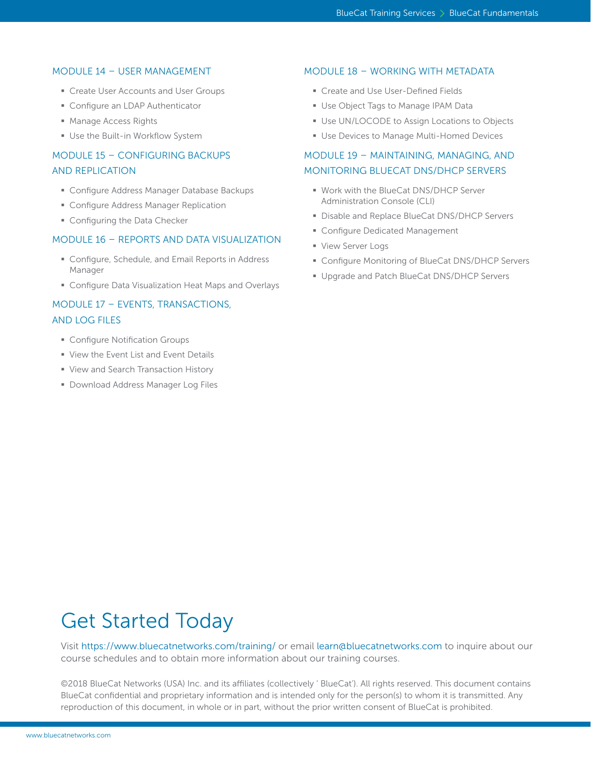### MODULE 14 – USER MANAGEMENT

- Create User Accounts and User Groups
- Configure an LDAP Authenticator
- Manage Access Rights
- Use the Built-in Workflow System

### MODULE 15 – CONFIGURING BACKUPS AND REPLICATION

- Configure Address Manager Database Backups
- Configure Address Manager Replication
- Configuring the Data Checker

### MODULE 16 – REPORTS AND DATA VISUALIZATION

- Configure, Schedule, and Email Reports in Address Manager
- Configure Data Visualization Heat Maps and Overlays

### MODULE 17 – EVENTS, TRANSACTIONS, AND LOG FILES

- Configure Notification Groups
- View the Event List and Event Details
- View and Search Transaction History
- Download Address Manager Log Files

### MODULE 18 – WORKING WITH METADATA

- Create and Use User-Defined Fields
- Use Object Tags to Manage IPAM Data
- Use UN/LOCODE to Assign Locations to Objects
- Use Devices to Manage Multi-Homed Devices

### MODULE 19 – MAINTAINING, MANAGING, AND MONITORING BLUECAT DNS/DHCP SERVERS

- Work with the BlueCat DNS/DHCP Server Administration Console (CLI)
- Disable and Replace BlueCat DNS/DHCP Servers
- Configure Dedicated Management
- View Server Logs
- Configure Monitoring of BlueCat DNS/DHCP Servers
- Upgrade and Patch BlueCat DNS/DHCP Servers

# Get Started Today

Visit https://www.bluecatnetworks.com/training/ or email learn@bluecatnetworks.com to inquire about our course schedules and to obtain more information about our training courses.

©2018 BlueCat Networks (USA) Inc. and its affiliates (collectively ' BlueCat'). All rights reserved. This document contains BlueCat confidential and proprietary information and is intended only for the person(s) to whom it is transmitted. Any reproduction of this document, in whole or in part, without the prior written consent of BlueCat is prohibited.